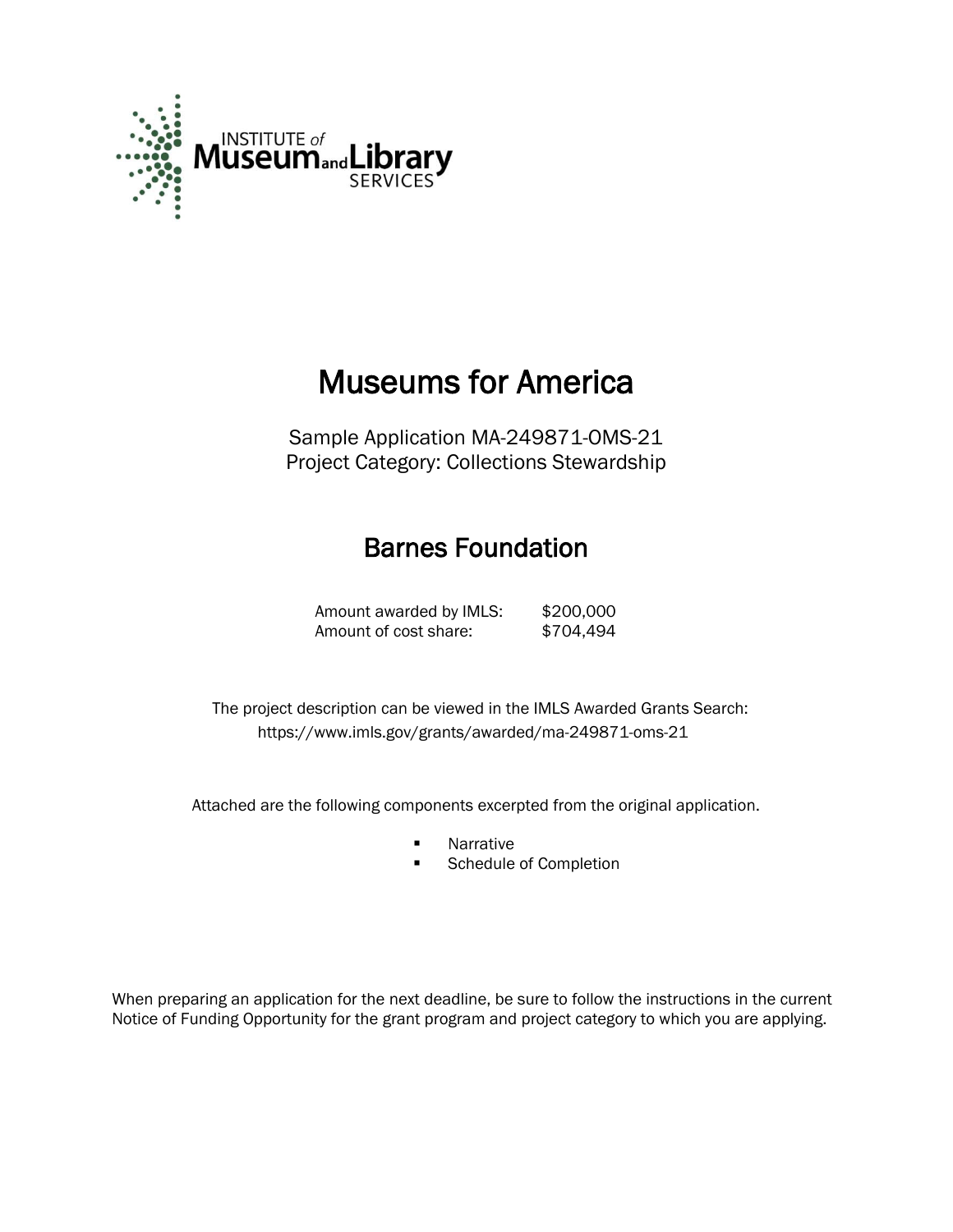INSTITUTE of Museum and Library SERVICES

# Museums for America

Sample Application MA-249871-OMS-21
Project Category: Collections Stewardship

## Barnes Foundation

| | |
|---|---|
| Amount awarded by IMLS: | $200,000 |
| Amount of cost share: | $704,494 |

The project description can be viewed in the IMLS Awarded Grants Search:
https://www.imls.gov/grants/awarded/ma-249871-oms-21

Attached are the following components excerpted from the original application.

- Narrative
- Schedule of Completion

When preparing an application for the next deadline, be sure to follow the instructions in the current Notice of Funding Opportunity for the grant program and project category to which you are applying.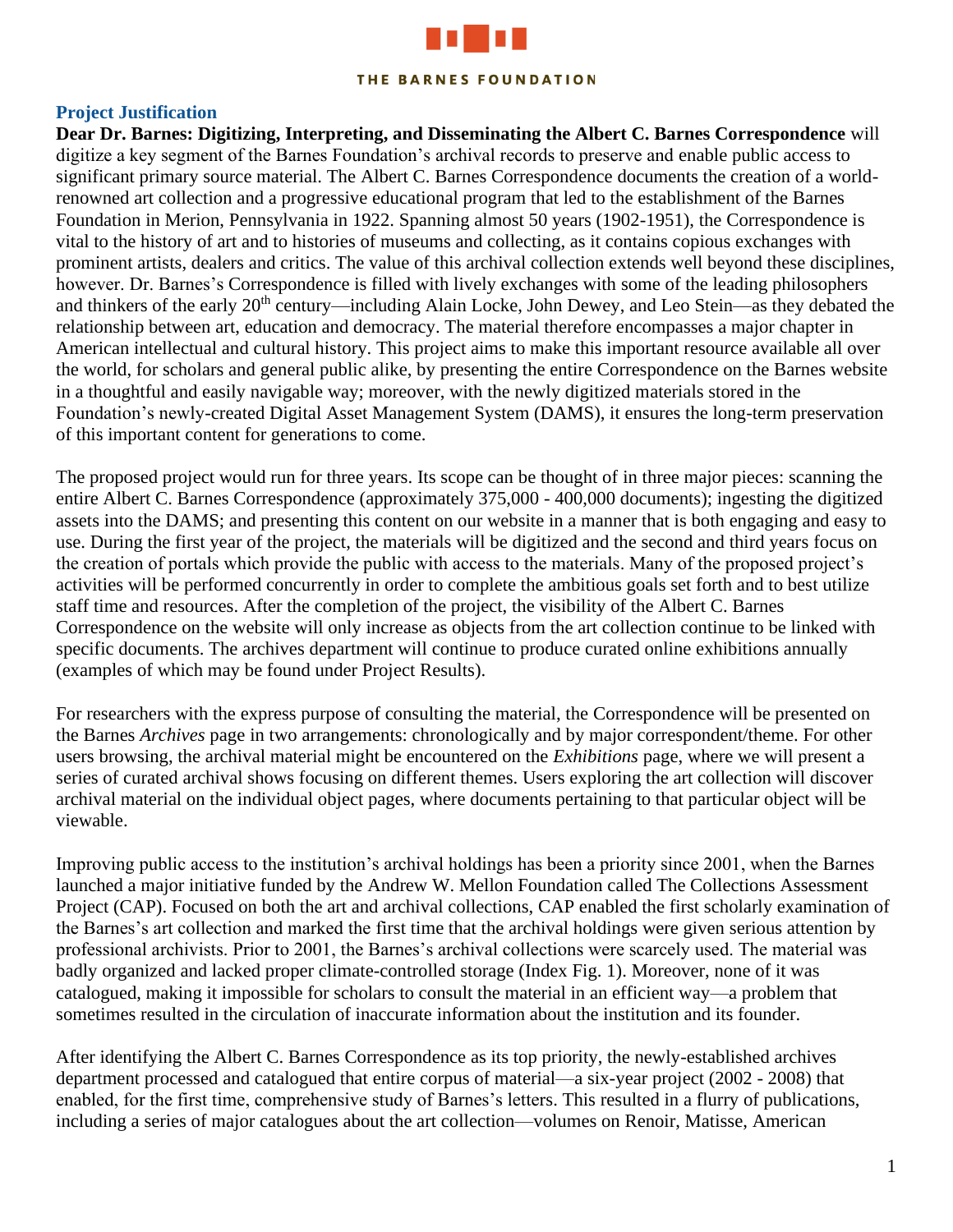## Project Justification

**Dear Dr. Barnes: Digitizing, Interpreting, and Disseminating the Albert C. Barnes Correspondence** will digitize a key segment of the Barnes Foundation's archival records to preserve and enable public access to significant primary source material. The Albert C. Barnes Correspondence documents the creation of a world-renowned art collection and a progressive educational program that led to the establishment of the Barnes Foundation in Merion, Pennsylvania in 1922. Spanning almost 50 years (1902-1951), the Correspondence is vital to the history of art and to histories of museums and collecting, as it contains copious exchanges with prominent artists, dealers and critics. The value of this archival collection extends well beyond these disciplines, however. Dr. Barnes's Correspondence is filled with lively exchanges with some of the leading philosophers and thinkers of the early 20th century—including Alain Locke, John Dewey, and Leo Stein—as they debated the relationship between art, education and democracy. The material therefore encompasses a major chapter in American intellectual and cultural history. This project aims to make this important resource available all over the world, for scholars and general public alike, by presenting the entire Correspondence on the Barnes website in a thoughtful and easily navigable way; moreover, with the newly digitized materials stored in the Foundation's newly-created Digital Asset Management System (DAMS), it ensures the long-term preservation of this important content for generations to come.

The proposed project would run for three years. Its scope can be thought of in three major pieces: scanning the entire Albert C. Barnes Correspondence (approximately 375,000 - 400,000 documents); ingesting the digitized assets into the DAMS; and presenting this content on our website in a manner that is both engaging and easy to use. During the first year of the project, the materials will be digitized and the second and third years focus on the creation of portals which provide the public with access to the materials. Many of the proposed project's activities will be performed concurrently in order to complete the ambitious goals set forth and to best utilize staff time and resources. After the completion of the project, the visibility of the Albert C. Barnes Correspondence on the website will only increase as objects from the art collection continue to be linked with specific documents. The archives department will continue to produce curated online exhibitions annually (examples of which may be found under Project Results).

For researchers with the express purpose of consulting the material, the Correspondence will be presented on the Barnes *Archives* page in two arrangements: chronologically and by major correspondent/theme. For other users browsing, the archival material might be encountered on the *Exhibitions* page, where we will present a series of curated archival shows focusing on different themes. Users exploring the art collection will discover archival material on the individual object pages, where documents pertaining to that particular object will be viewable.

Improving public access to the institution's archival holdings has been a priority since 2001, when the Barnes launched a major initiative funded by the Andrew W. Mellon Foundation called The Collections Assessment Project (CAP). Focused on both the art and archival collections, CAP enabled the first scholarly examination of the Barnes's art collection and marked the first time that the archival holdings were given serious attention by professional archivists. Prior to 2001, the Barnes's archival collections were scarcely used. The material was badly organized and lacked proper climate-controlled storage (Index Fig. 1). Moreover, none of it was catalogued, making it impossible for scholars to consult the material in an efficient way—a problem that sometimes resulted in the circulation of inaccurate information about the institution and its founder.

After identifying the Albert C. Barnes Correspondence as its top priority, the newly-established archives department processed and catalogued that entire corpus of material—a six-year project (2002 - 2008) that enabled, for the first time, comprehensive study of Barnes's letters. This resulted in a flurry of publications, including a series of major catalogues about the art collection—volumes on Renoir, Matisse, American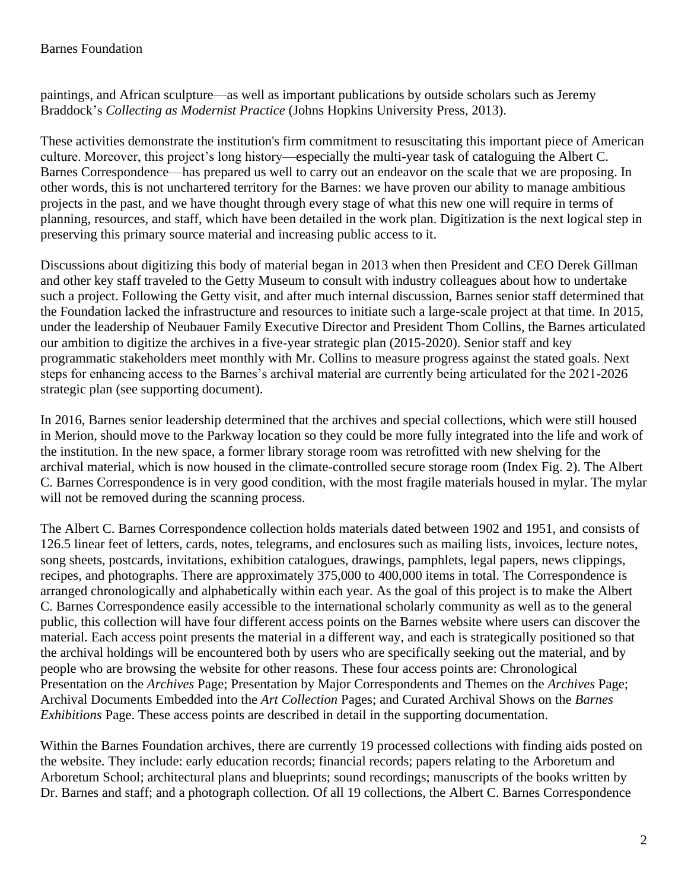paintings, and African sculpture—as well as important publications by outside scholars such as Jeremy Braddock's *Collecting as Modernist Practice* (Johns Hopkins University Press, 2013).

These activities demonstrate the institution's firm commitment to resuscitating this important piece of American culture. Moreover, this project's long history—especially the multi-year task of cataloguing the Albert C. Barnes Correspondence—has prepared us well to carry out an endeavor on the scale that we are proposing. In other words, this is not unchartered territory for the Barnes: we have proven our ability to manage ambitious projects in the past, and we have thought through every stage of what this new one will require in terms of planning, resources, and staff, which have been detailed in the work plan. Digitization is the next logical step in preserving this primary source material and increasing public access to it.

Discussions about digitizing this body of material began in 2013 when then President and CEO Derek Gillman and other key staff traveled to the Getty Museum to consult with industry colleagues about how to undertake such a project. Following the Getty visit, and after much internal discussion, Barnes senior staff determined that the Foundation lacked the infrastructure and resources to initiate such a large-scale project at that time. In 2015, under the leadership of Neubauer Family Executive Director and President Thom Collins, the Barnes articulated our ambition to digitize the archives in a five-year strategic plan (2015-2020). Senior staff and key programmatic stakeholders meet monthly with Mr. Collins to measure progress against the stated goals. Next steps for enhancing access to the Barnes's archival material are currently being articulated for the 2021-2026 strategic plan (see supporting document).

In 2016, Barnes senior leadership determined that the archives and special collections, which were still housed in Merion, should move to the Parkway location so they could be more fully integrated into the life and work of the institution. In the new space, a former library storage room was retrofitted with new shelving for the archival material, which is now housed in the climate-controlled secure storage room (Index Fig. 2). The Albert C. Barnes Correspondence is in very good condition, with the most fragile materials housed in mylar. The mylar will not be removed during the scanning process.

The Albert C. Barnes Correspondence collection holds materials dated between 1902 and 1951, and consists of 126.5 linear feet of letters, cards, notes, telegrams, and enclosures such as mailing lists, invoices, lecture notes, song sheets, postcards, invitations, exhibition catalogues, drawings, pamphlets, legal papers, news clippings, recipes, and photographs. There are approximately 375,000 to 400,000 items in total. The Correspondence is arranged chronologically and alphabetically within each year. As the goal of this project is to make the Albert C. Barnes Correspondence easily accessible to the international scholarly community as well as to the general public, this collection will have four different access points on the Barnes website where users can discover the material. Each access point presents the material in a different way, and each is strategically positioned so that the archival holdings will be encountered both by users who are specifically seeking out the material, and by people who are browsing the website for other reasons. These four access points are: Chronological Presentation on the *Archives* Page; Presentation by Major Correspondents and Themes on the *Archives* Page; Archival Documents Embedded into the *Art Collection* Pages; and Curated Archival Shows on the *Barnes Exhibitions* Page. These access points are described in detail in the supporting documentation.

Within the Barnes Foundation archives, there are currently 19 processed collections with finding aids posted on the website. They include: early education records; financial records; papers relating to the Arboretum and Arboretum School; architectural plans and blueprints; sound recordings; manuscripts of the books written by Dr. Barnes and staff; and a photograph collection. Of all 19 collections, the Albert C. Barnes Correspondence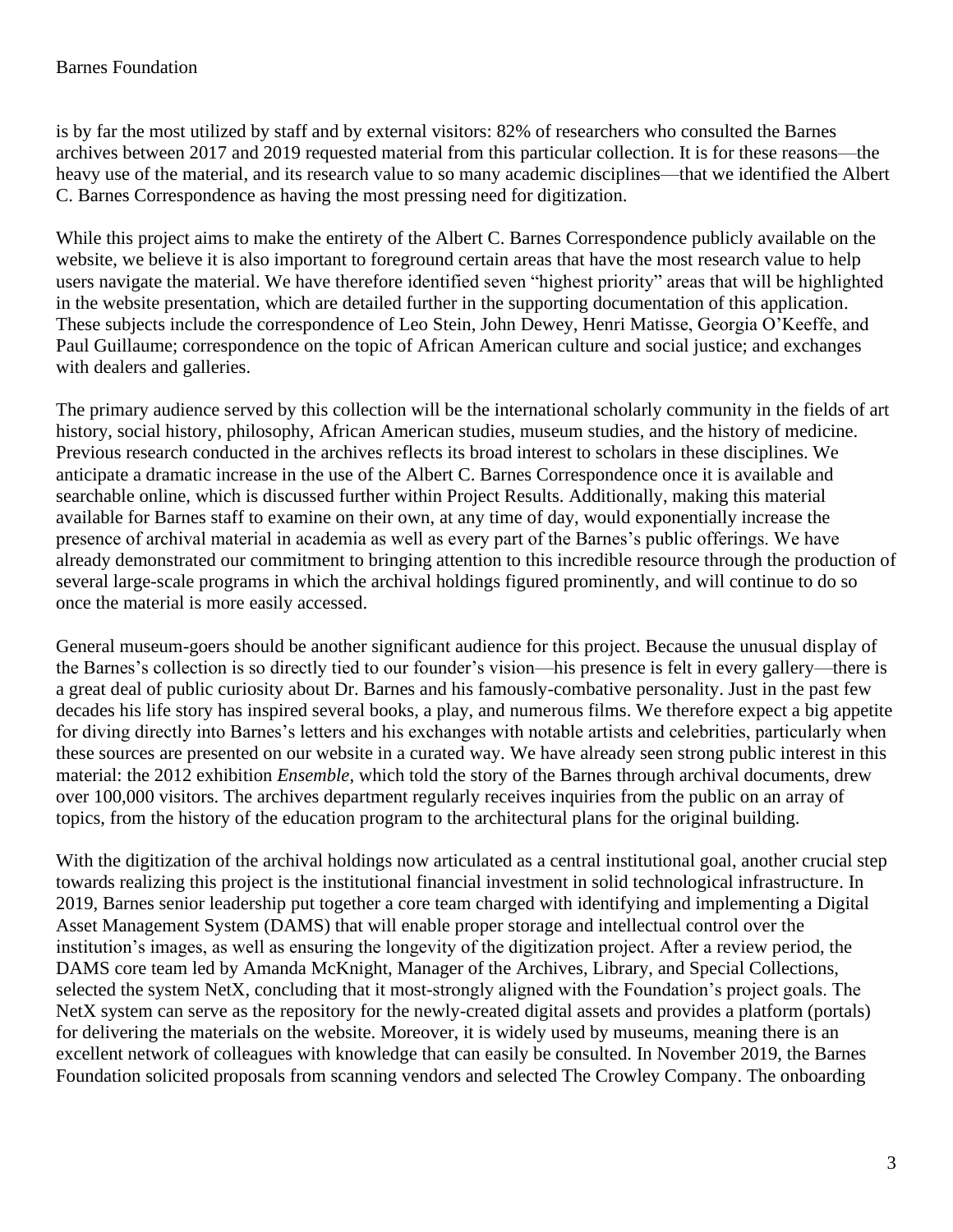is by far the most utilized by staff and by external visitors: 82% of researchers who consulted the Barnes archives between 2017 and 2019 requested material from this particular collection. It is for these reasons—the heavy use of the material, and its research value to so many academic disciplines—that we identified the Albert C. Barnes Correspondence as having the most pressing need for digitization.

While this project aims to make the entirety of the Albert C. Barnes Correspondence publicly available on the website, we believe it is also important to foreground certain areas that have the most research value to help users navigate the material. We have therefore identified seven "highest priority" areas that will be highlighted in the website presentation, which are detailed further in the supporting documentation of this application. These subjects include the correspondence of Leo Stein, John Dewey, Henri Matisse, Georgia O'Keeffe, and Paul Guillaume; correspondence on the topic of African American culture and social justice; and exchanges with dealers and galleries.

The primary audience served by this collection will be the international scholarly community in the fields of art history, social history, philosophy, African American studies, museum studies, and the history of medicine. Previous research conducted in the archives reflects its broad interest to scholars in these disciplines. We anticipate a dramatic increase in the use of the Albert C. Barnes Correspondence once it is available and searchable online, which is discussed further within Project Results. Additionally, making this material available for Barnes staff to examine on their own, at any time of day, would exponentially increase the presence of archival material in academia as well as every part of the Barnes's public offerings. We have already demonstrated our commitment to bringing attention to this incredible resource through the production of several large-scale programs in which the archival holdings figured prominently, and will continue to do so once the material is more easily accessed.

General museum-goers should be another significant audience for this project. Because the unusual display of the Barnes's collection is so directly tied to our founder's vision—his presence is felt in every gallery—there is a great deal of public curiosity about Dr. Barnes and his famously-combative personality. Just in the past few decades his life story has inspired several books, a play, and numerous films. We therefore expect a big appetite for diving directly into Barnes's letters and his exchanges with notable artists and celebrities, particularly when these sources are presented on our website in a curated way. We have already seen strong public interest in this material: the 2012 exhibition *Ensemble*, which told the story of the Barnes through archival documents, drew over 100,000 visitors. The archives department regularly receives inquiries from the public on an array of topics, from the history of the education program to the architectural plans for the original building.

With the digitization of the archival holdings now articulated as a central institutional goal, another crucial step towards realizing this project is the institutional financial investment in solid technological infrastructure. In 2019, Barnes senior leadership put together a core team charged with identifying and implementing a Digital Asset Management System (DAMS) that will enable proper storage and intellectual control over the institution's images, as well as ensuring the longevity of the digitization project. After a review period, the DAMS core team led by Amanda McKnight, Manager of the Archives, Library, and Special Collections, selected the system NetX, concluding that it most-strongly aligned with the Foundation's project goals. The NetX system can serve as the repository for the newly-created digital assets and provides a platform (portals) for delivering the materials on the website. Moreover, it is widely used by museums, meaning there is an excellent network of colleagues with knowledge that can easily be consulted. In November 2019, the Barnes Foundation solicited proposals from scanning vendors and selected The Crowley Company. The onboarding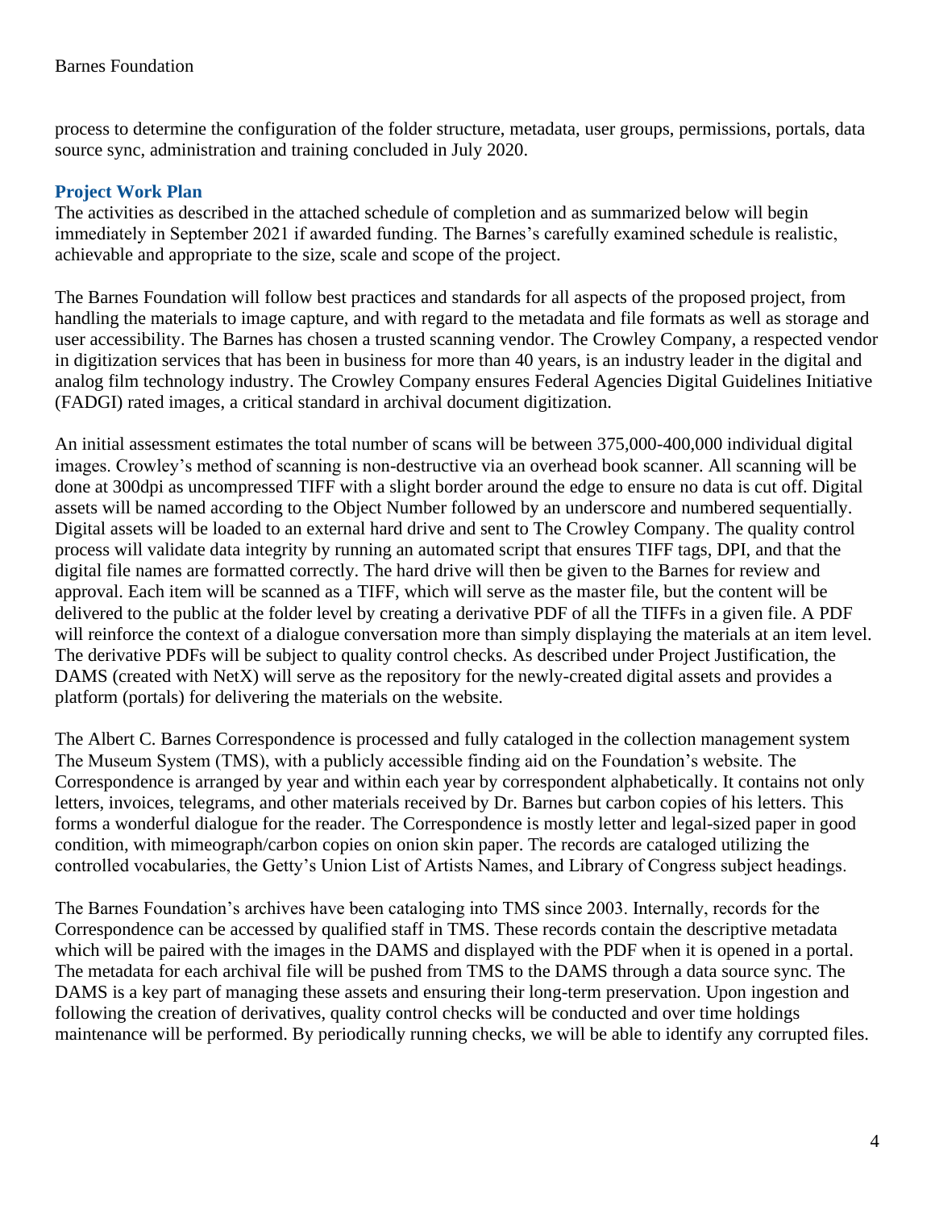process to determine the configuration of the folder structure, metadata, user groups, permissions, portals, data source sync, administration and training concluded in July 2020.

## Project Work Plan

The activities as described in the attached schedule of completion and as summarized below will begin immediately in September 2021 if awarded funding. The Barnes's carefully examined schedule is realistic, achievable and appropriate to the size, scale and scope of the project.

The Barnes Foundation will follow best practices and standards for all aspects of the proposed project, from handling the materials to image capture, and with regard to the metadata and file formats as well as storage and user accessibility. The Barnes has chosen a trusted scanning vendor. The Crowley Company, a respected vendor in digitization services that has been in business for more than 40 years, is an industry leader in the digital and analog film technology industry. The Crowley Company ensures Federal Agencies Digital Guidelines Initiative (FADGI) rated images, a critical standard in archival document digitization.

An initial assessment estimates the total number of scans will be between 375,000-400,000 individual digital images. Crowley's method of scanning is non-destructive via an overhead book scanner. All scanning will be done at 300dpi as uncompressed TIFF with a slight border around the edge to ensure no data is cut off. Digital assets will be named according to the Object Number followed by an underscore and numbered sequentially. Digital assets will be loaded to an external hard drive and sent to The Crowley Company. The quality control process will validate data integrity by running an automated script that ensures TIFF tags, DPI, and that the digital file names are formatted correctly. The hard drive will then be given to the Barnes for review and approval. Each item will be scanned as a TIFF, which will serve as the master file, but the content will be delivered to the public at the folder level by creating a derivative PDF of all the TIFFs in a given file. A PDF will reinforce the context of a dialogue conversation more than simply displaying the materials at an item level. The derivative PDFs will be subject to quality control checks. As described under Project Justification, the DAMS (created with NetX) will serve as the repository for the newly-created digital assets and provides a platform (portals) for delivering the materials on the website.

The Albert C. Barnes Correspondence is processed and fully cataloged in the collection management system The Museum System (TMS), with a publicly accessible finding aid on the Foundation's website. The Correspondence is arranged by year and within each year by correspondent alphabetically. It contains not only letters, invoices, telegrams, and other materials received by Dr. Barnes but carbon copies of his letters. This forms a wonderful dialogue for the reader. The Correspondence is mostly letter and legal-sized paper in good condition, with mimeograph/carbon copies on onion skin paper. The records are cataloged utilizing the controlled vocabularies, the Getty's Union List of Artists Names, and Library of Congress subject headings.

The Barnes Foundation's archives have been cataloging into TMS since 2003. Internally, records for the Correspondence can be accessed by qualified staff in TMS. These records contain the descriptive metadata which will be paired with the images in the DAMS and displayed with the PDF when it is opened in a portal. The metadata for each archival file will be pushed from TMS to the DAMS through a data source sync. The DAMS is a key part of managing these assets and ensuring their long-term preservation. Upon ingestion and following the creation of derivatives, quality control checks will be conducted and over time holdings maintenance will be performed. By periodically running checks, we will be able to identify any corrupted files.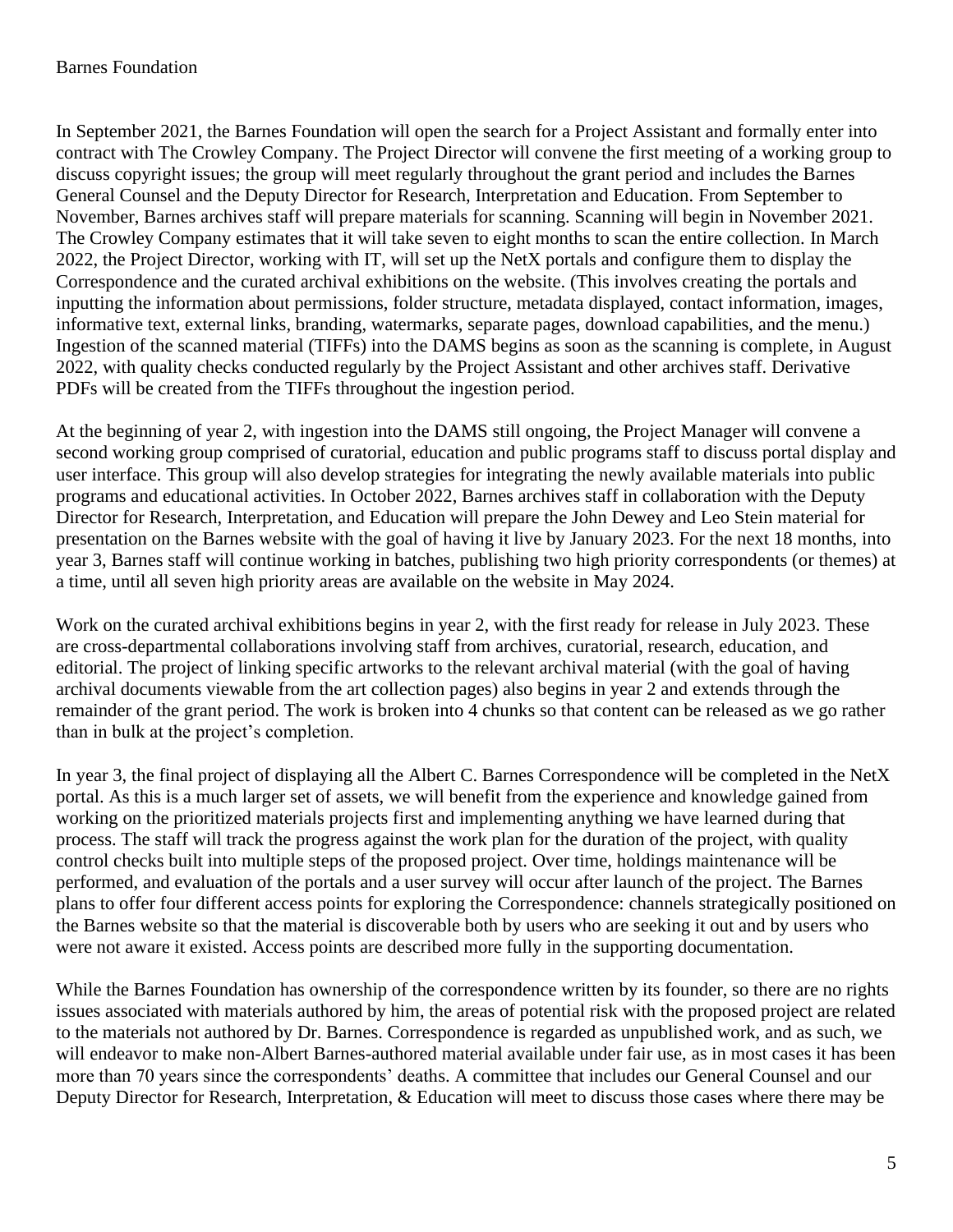In September 2021, the Barnes Foundation will open the search for a Project Assistant and formally enter into contract with The Crowley Company. The Project Director will convene the first meeting of a working group to discuss copyright issues; the group will meet regularly throughout the grant period and includes the Barnes General Counsel and the Deputy Director for Research, Interpretation and Education. From September to November, Barnes archives staff will prepare materials for scanning. Scanning will begin in November 2021. The Crowley Company estimates that it will take seven to eight months to scan the entire collection. In March 2022, the Project Director, working with IT, will set up the NetX portals and configure them to display the Correspondence and the curated archival exhibitions on the website. (This involves creating the portals and inputting the information about permissions, folder structure, metadata displayed, contact information, images, informative text, external links, branding, watermarks, separate pages, download capabilities, and the menu.) Ingestion of the scanned material (TIFFs) into the DAMS begins as soon as the scanning is complete, in August 2022, with quality checks conducted regularly by the Project Assistant and other archives staff. Derivative PDFs will be created from the TIFFs throughout the ingestion period.

At the beginning of year 2, with ingestion into the DAMS still ongoing, the Project Manager will convene a second working group comprised of curatorial, education and public programs staff to discuss portal display and user interface. This group will also develop strategies for integrating the newly available materials into public programs and educational activities. In October 2022, Barnes archives staff in collaboration with the Deputy Director for Research, Interpretation, and Education will prepare the John Dewey and Leo Stein material for presentation on the Barnes website with the goal of having it live by January 2023. For the next 18 months, into year 3, Barnes staff will continue working in batches, publishing two high priority correspondents (or themes) at a time, until all seven high priority areas are available on the website in May 2024.

Work on the curated archival exhibitions begins in year 2, with the first ready for release in July 2023. These are cross-departmental collaborations involving staff from archives, curatorial, research, education, and editorial. The project of linking specific artworks to the relevant archival material (with the goal of having archival documents viewable from the art collection pages) also begins in year 2 and extends through the remainder of the grant period. The work is broken into 4 chunks so that content can be released as we go rather than in bulk at the project's completion.

In year 3, the final project of displaying all the Albert C. Barnes Correspondence will be completed in the NetX portal. As this is a much larger set of assets, we will benefit from the experience and knowledge gained from working on the prioritized materials projects first and implementing anything we have learned during that process. The staff will track the progress against the work plan for the duration of the project, with quality control checks built into multiple steps of the proposed project. Over time, holdings maintenance will be performed, and evaluation of the portals and a user survey will occur after launch of the project. The Barnes plans to offer four different access points for exploring the Correspondence: channels strategically positioned on the Barnes website so that the material is discoverable both by users who are seeking it out and by users who were not aware it existed. Access points are described more fully in the supporting documentation.

While the Barnes Foundation has ownership of the correspondence written by its founder, so there are no rights issues associated with materials authored by him, the areas of potential risk with the proposed project are related to the materials not authored by Dr. Barnes. Correspondence is regarded as unpublished work, and as such, we will endeavor to make non-Albert Barnes-authored material available under fair use, as in most cases it has been more than 70 years since the correspondents' deaths. A committee that includes our General Counsel and our Deputy Director for Research, Interpretation, & Education will meet to discuss those cases where there may be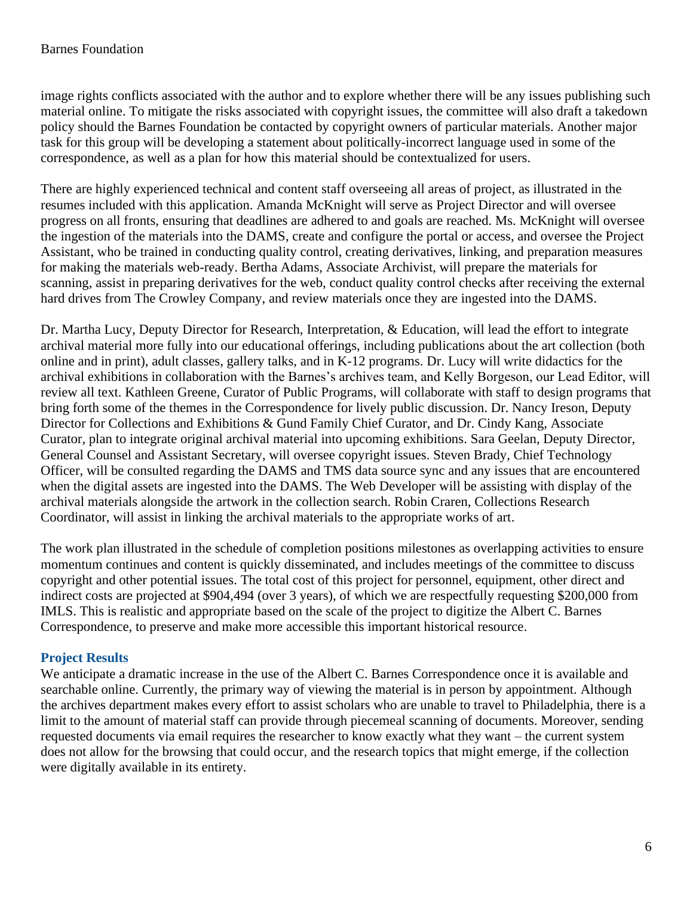image rights conflicts associated with the author and to explore whether there will be any issues publishing such material online. To mitigate the risks associated with copyright issues, the committee will also draft a takedown policy should the Barnes Foundation be contacted by copyright owners of particular materials. Another major task for this group will be developing a statement about politically-incorrect language used in some of the correspondence, as well as a plan for how this material should be contextualized for users.

There are highly experienced technical and content staff overseeing all areas of project, as illustrated in the resumes included with this application. Amanda McKnight will serve as Project Director and will oversee progress on all fronts, ensuring that deadlines are adhered to and goals are reached. Ms. McKnight will oversee the ingestion of the materials into the DAMS, create and configure the portal or access, and oversee the Project Assistant, who be trained in conducting quality control, creating derivatives, linking, and preparation measures for making the materials web-ready. Bertha Adams, Associate Archivist, will prepare the materials for scanning, assist in preparing derivatives for the web, conduct quality control checks after receiving the external hard drives from The Crowley Company, and review materials once they are ingested into the DAMS.

Dr. Martha Lucy, Deputy Director for Research, Interpretation, & Education, will lead the effort to integrate archival material more fully into our educational offerings, including publications about the art collection (both online and in print), adult classes, gallery talks, and in K-12 programs. Dr. Lucy will write didactics for the archival exhibitions in collaboration with the Barnes's archives team, and Kelly Borgeson, our Lead Editor, will review all text. Kathleen Greene, Curator of Public Programs, will collaborate with staff to design programs that bring forth some of the themes in the Correspondence for lively public discussion. Dr. Nancy Ireson, Deputy Director for Collections and Exhibitions & Gund Family Chief Curator, and Dr. Cindy Kang, Associate Curator, plan to integrate original archival material into upcoming exhibitions. Sara Geelan, Deputy Director, General Counsel and Assistant Secretary, will oversee copyright issues. Steven Brady, Chief Technology Officer, will be consulted regarding the DAMS and TMS data source sync and any issues that are encountered when the digital assets are ingested into the DAMS. The Web Developer will be assisting with display of the archival materials alongside the artwork in the collection search. Robin Craren, Collections Research Coordinator, will assist in linking the archival materials to the appropriate works of art.

The work plan illustrated in the schedule of completion positions milestones as overlapping activities to ensure momentum continues and content is quickly disseminated, and includes meetings of the committee to discuss copyright and other potential issues. The total cost of this project for personnel, equipment, other direct and indirect costs are projected at $904,494 (over 3 years), of which we are respectfully requesting $200,000 from IMLS. This is realistic and appropriate based on the scale of the project to digitize the Albert C. Barnes Correspondence, to preserve and make more accessible this important historical resource.

### Project Results

We anticipate a dramatic increase in the use of the Albert C. Barnes Correspondence once it is available and searchable online. Currently, the primary way of viewing the material is in person by appointment. Although the archives department makes every effort to assist scholars who are unable to travel to Philadelphia, there is a limit to the amount of material staff can provide through piecemeal scanning of documents. Moreover, sending requested documents via email requires the researcher to know exactly what they want – the current system does not allow for the browsing that could occur, and the research topics that might emerge, if the collection were digitally available in its entirety.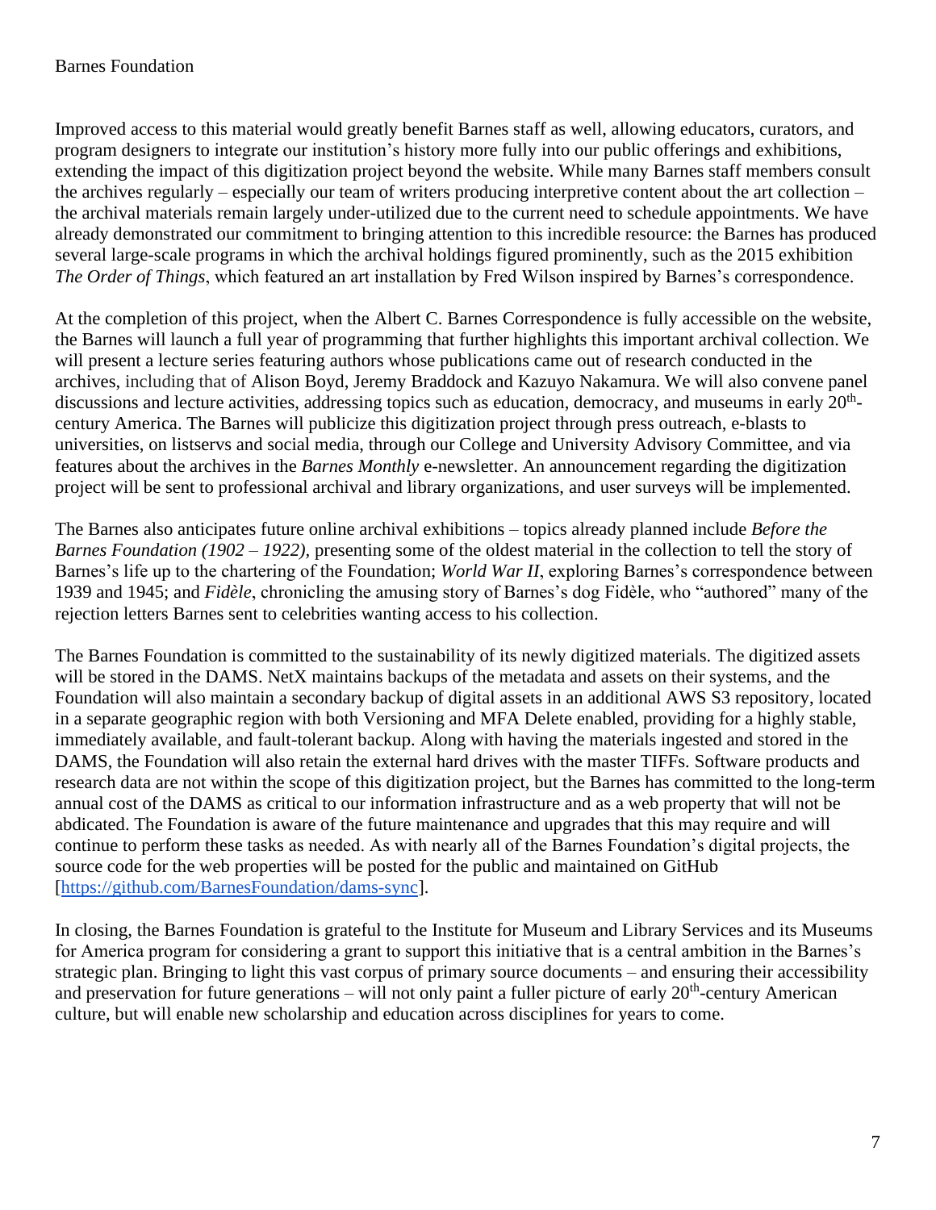Improved access to this material would greatly benefit Barnes staff as well, allowing educators, curators, and program designers to integrate our institution's history more fully into our public offerings and exhibitions, extending the impact of this digitization project beyond the website. While many Barnes staff members consult the archives regularly – especially our team of writers producing interpretive content about the art collection – the archival materials remain largely under-utilized due to the current need to schedule appointments. We have already demonstrated our commitment to bringing attention to this incredible resource: the Barnes has produced several large-scale programs in which the archival holdings figured prominently, such as the 2015 exhibition *The Order of Things*, which featured an art installation by Fred Wilson inspired by Barnes's correspondence.

At the completion of this project, when the Albert C. Barnes Correspondence is fully accessible on the website, the Barnes will launch a full year of programming that further highlights this important archival collection. We will present a lecture series featuring authors whose publications came out of research conducted in the archives, including that of Alison Boyd, Jeremy Braddock and Kazuyo Nakamura. We will also convene panel discussions and lecture activities, addressing topics such as education, democracy, and museums in early 20th-century America. The Barnes will publicize this digitization project through press outreach, e-blasts to universities, on listservs and social media, through our College and University Advisory Committee, and via features about the archives in the *Barnes Monthly* e-newsletter. An announcement regarding the digitization project will be sent to professional archival and library organizations, and user surveys will be implemented.

The Barnes also anticipates future online archival exhibitions – topics already planned include *Before the Barnes Foundation (1902 – 1922)*, presenting some of the oldest material in the collection to tell the story of Barnes's life up to the chartering of the Foundation; *World War II*, exploring Barnes's correspondence between 1939 and 1945; and *Fidèle*, chronicling the amusing story of Barnes's dog Fidèle, who "authored" many of the rejection letters Barnes sent to celebrities wanting access to his collection.

The Barnes Foundation is committed to the sustainability of its newly digitized materials. The digitized assets will be stored in the DAMS. NetX maintains backups of the metadata and assets on their systems, and the Foundation will also maintain a secondary backup of digital assets in an additional AWS S3 repository, located in a separate geographic region with both Versioning and MFA Delete enabled, providing for a highly stable, immediately available, and fault-tolerant backup. Along with having the materials ingested and stored in the DAMS, the Foundation will also retain the external hard drives with the master TIFFs. Software products and research data are not within the scope of this digitization project, but the Barnes has committed to the long-term annual cost of the DAMS as critical to our information infrastructure and as a web property that will not be abdicated. The Foundation is aware of the future maintenance and upgrades that this may require and will continue to perform these tasks as needed. As with nearly all of the Barnes Foundation's digital projects, the source code for the web properties will be posted for the public and maintained on GitHub [https://github.com/BarnesFoundation/dams-sync].

In closing, the Barnes Foundation is grateful to the Institute for Museum and Library Services and its Museums for America program for considering a grant to support this initiative that is a central ambition in the Barnes's strategic plan. Bringing to light this vast corpus of primary source documents – and ensuring their accessibility and preservation for future generations – will not only paint a fuller picture of early 20th-century American culture, but will enable new scholarship and education across disciplines for years to come.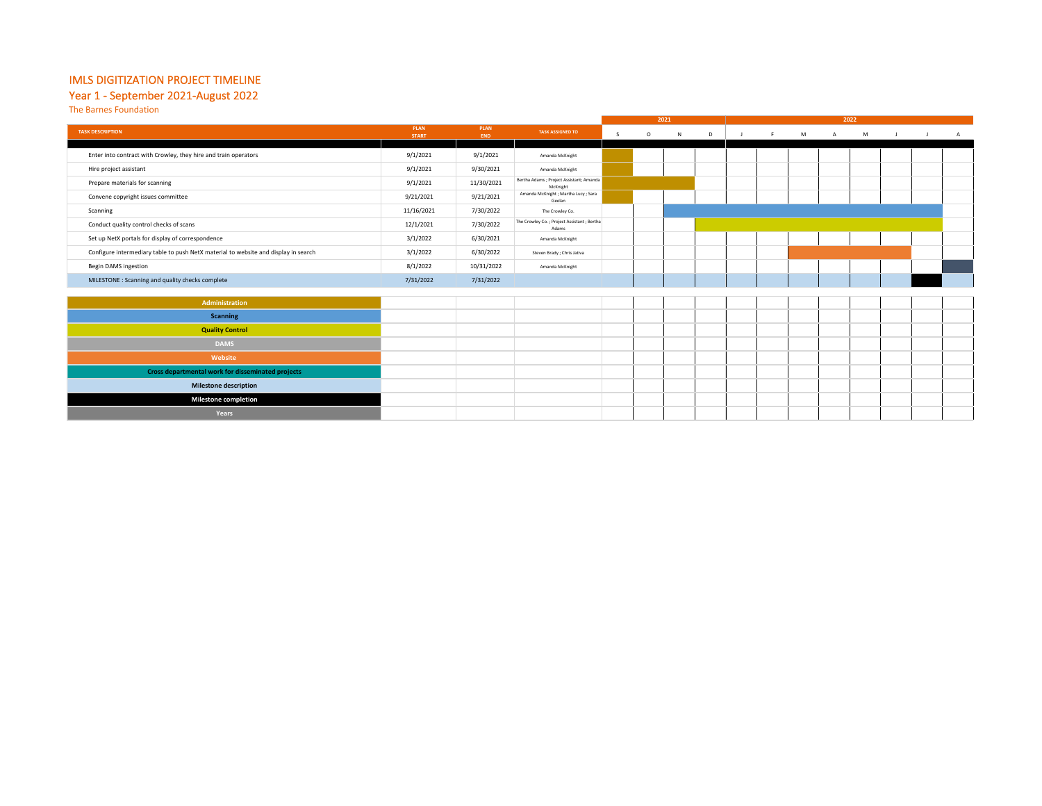# IMLS DIGITIZATION PROJECT TIMELINE

## Year 1 - September 2021-August 2022

The Barnes Foundation

| TASK DESCRIPTION | PLAN START | PLAN END | TASK ASSIGNED TO | 2021 S | O | N | D | 2022 J | F | M | A | M | J | J | A |
|---|---|---|---|---|---|---|---|---|---|---|---|---|---|---|---|
| Enter into contract with Crowley, they hire and train operators | 9/1/2021 | 9/1/2021 | Amanda McKnight | | | | | | | | | | | | |
| Hire project assistant | 9/1/2021 | 9/30/2021 | Amanda McKnight | | | | | | | | | | | | |
| Prepare materials for scanning | 9/1/2021 | 11/30/2021 | Bertha Adams ; Project Assistant; Amanda McKnight | | | | | | | | | | | | |
| Convene copyright issues committee | 9/21/2021 | 9/21/2021 | Amanda McKnight ; Martha Lucy ; Sara Geelan | | | | | | | | | | | | |
| Scanning | 11/16/2021 | 7/30/2022 | The Crowley Co. | | | | | | | | | | | | |
| Conduct quality control checks of scans | 12/1/2021 | 7/30/2022 | The Crowley Co. ; Project Assistant ; Bertha Adams | | | | | | | | | | | | |
| Set up NetX portals for display of correspondence | 3/1/2022 | 6/30/2021 | Amanda McKnight | | | | | | | | | | | | |
| Configure intermediary table to push NetX material to website and display in search | 3/1/2022 | 6/30/2022 | Steven Brady ; Chris Jativa | | | | | | | | | | | | |
| Begin DAMS ingestion | 8/1/2022 | 10/31/2022 | Amanda McKnight | | | | | | | | | | | | |
| MILESTONE : Scanning and quality checks complete | 7/31/2022 | 7/31/2022 | | | | | | | | | | | | | |

**Legend:**

- Administration
- Scanning
- Quality Control
- DAMS
- Website
- Cross departmental work for disseminated projects
- Milestone description
- Milestone completion
- Years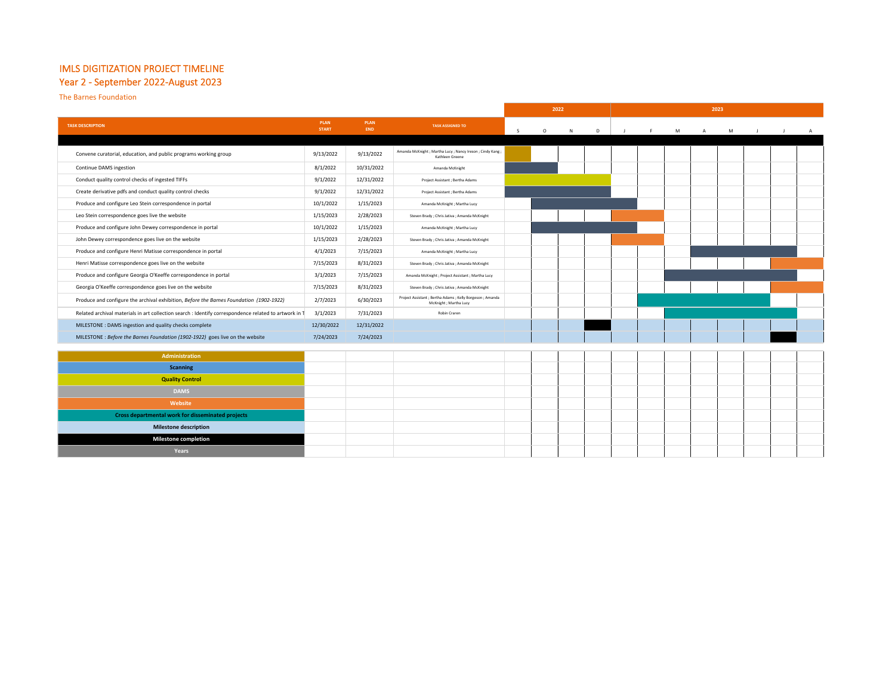# IMLS DIGITIZATION PROJECT TIMELINE

## Year 2 - September 2022-August 2023

The Barnes Foundation

| TASK DESCRIPTION | PLAN START | PLAN END | TASK ASSIGNED TO |
|---|---|---|---|
| Convene curatorial, education, and public programs working group | 9/13/2022 | 9/13/2022 | Amanda McKnight ; Martha Lucy ; Nancy Ireson ; Cindy Kang ; Kathleen Greene |
| Continue DAMS ingestion | 8/1/2022 | 10/31/2022 | Amanda McKnight |
| Conduct quality control checks of ingested TIFFs | 9/1/2022 | 12/31/2022 | Project Assistant ; Bertha Adams |
| Create derivative pdfs and conduct quality control checks | 9/1/2022 | 12/31/2022 | Project Assistant ; Bertha Adams |
| Produce and configure Leo Stein correspondence in portal | 10/1/2022 | 1/15/2023 | Amanda McKnight ; Martha Lucy |
| Leo Stein correspondence goes live the website | 1/15/2023 | 2/28/2023 | Steven Brady ; Chris Jativa ; Amanda McKnight |
| Produce and configure John Dewey correspondence in portal | 10/1/2022 | 1/15/2023 | Amanda McKnight ; Martha Lucy |
| John Dewey correspondence goes live on the website | 1/15/2023 | 2/28/2023 | Steven Brady ; Chris Jativa ; Amanda McKnight |
| Produce and configure Henri Matisse correspondence in portal | 4/1/2023 | 7/15/2023 | Amanda McKnight ; Martha Lucy |
| Henri Matisse correspondence goes live on the website | 7/15/2023 | 8/31/2023 | Steven Brady ; Chris Jativa ; Amanda McKnight |
| Produce and configure Georgia O'Keeffe correspondence in portal | 3/1/2023 | 7/15/2023 | Amanda McKnight ; Project Assistant ; Martha Lucy |
| Georgia O'Keeffe correspondence goes live on the website | 7/15/2023 | 8/31/2023 | Steven Brady ; Chris Jativa ; Amanda McKnight |
| Produce and configure the archival exhibition, *Before the Barnes Foundation (1902-1922)* | 2/7/2023 | 6/30/2023 | Project Assistant ; Bertha Adams ; Kelly Borgeson ; Amanda McKnight ; Martha Lucy |
| Related archival materials in art collection search : Identify correspondence related to artwork in T | 3/1/2023 | 7/31/2023 | Robin Craren |
| MILESTONE : DAMS ingestion and quality checks complete | 12/30/2022 | 12/31/2022 | |
| MILESTONE : *Before the Barnes Foundation (1902-1922)* goes live on the website | 7/24/2023 | 7/24/2023 | |

**Legend:**

- Administration
- Scanning
- Quality Control
- DAMS
- Website
- Cross departmental work for disseminated projects
- Milestone description
- Milestone completion
- Years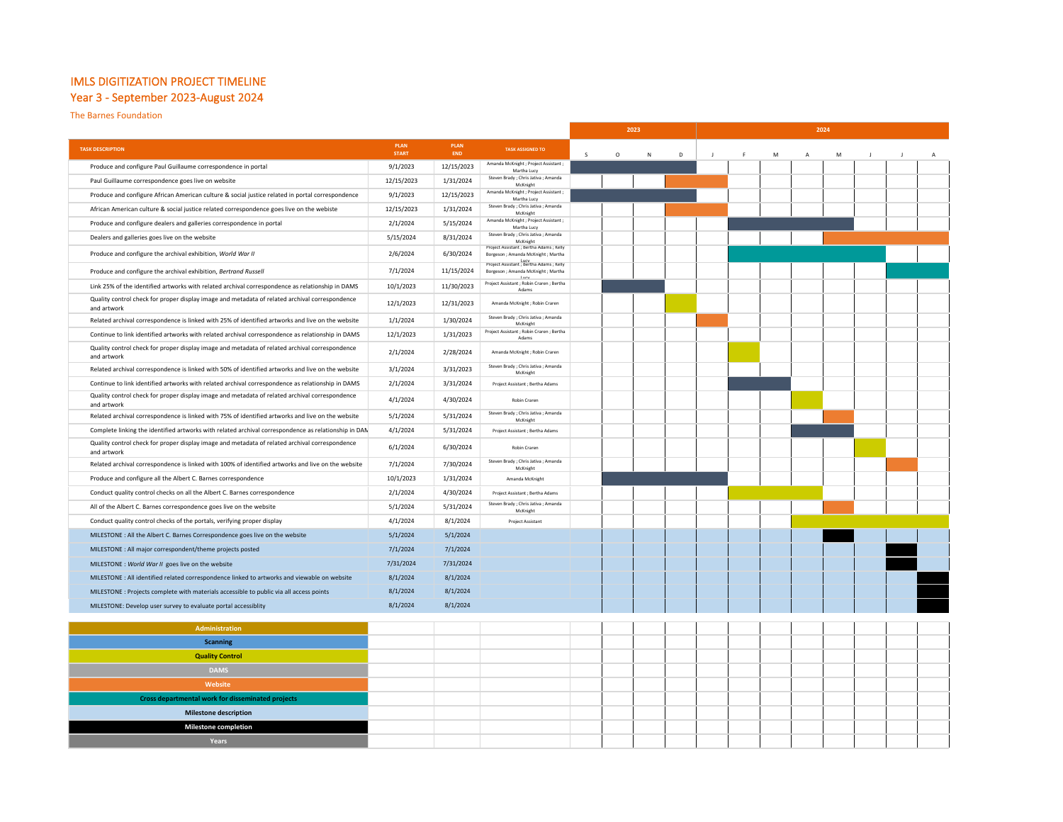# IMLS DIGITIZATION PROJECT TIMELINE

## Year 3 - September 2023-August 2024

The Barnes Foundation

| TASK DESCRIPTION | PLAN START | PLAN END | TASK ASSIGNED TO |
|---|---|---|---|
| Produce and configure Paul Guillaume correspondence in portal | 9/1/2023 | 12/15/2023 | Amanda McKnight ; Project Assistant ; Martha Lucy |
| Paul Guillaume correspondence goes live on website | 12/15/2023 | 1/31/2024 | Steven Brady ; Chris Jativa ; Amanda McKnight |
| Produce and configure African American culture & social justice related in portal correspondence | 9/1/2023 | 12/15/2023 | Amanda McKnight ; Project Assistant ; Martha Lucy |
| African American culture & social justice related correspondence goes live on the webiste | 12/15/2023 | 1/31/2024 | Steven Brady ; Chris Jativa ; Amanda McKnight |
| Produce and configure dealers and galleries correspondence in portal | 2/1/2024 | 5/15/2024 | Amanda McKnight ; Project Assistant ; Martha Lucy |
| Dealers and galleries goes live on the website | 5/15/2024 | 8/31/2024 | Steven Brady ; Chris Jativa ; Amanda McKnight |
| Produce and configure the archival exhibition, *World War II* | 2/6/2024 | 6/30/2024 | Project Assistant ; Bertha Adams ; Kelly Borgeson ; Amanda McKnight ; Martha Lucy |
| Produce and configure the archival exhibition, *Bertrand Russell* | 7/1/2024 | 11/15/2024 | Project Assistant ; Bertha Adams ; Kelly Borgeson ; Amanda McKnight ; Martha Lucy |
| Link 25% of the identified artworks with related archival correspondence as relationship in DAMS | 10/1/2023 | 11/30/2023 | Project Assistant ; Robin Craren ; Bertha Adams |
| Quality control check for proper display image and metadata of related archival correspondence and artwork | 12/1/2023 | 12/31/2023 | Amanda McKnight ; Robin Craren |
| Related archival correspondence is linked with 25% of identified artworks and live on the website | 1/1/2024 | 1/30/2024 | Steven Brady ; Chris Jativa ; Amanda McKnight |
| Continue to link identified artworks with related archival correspondence as relationship in DAMS | 12/1/2023 | 1/31/2023 | Project Assistant ; Robin Craren ; Bertha Adams |
| Quality control check for proper display image and metadata of related archival correspondence and artwork | 2/1/2024 | 2/28/2024 | Amanda McKnight ; Robin Craren |
| Related archival correspondence is linked with 50% of identified artworks and live on the website | 3/1/2024 | 3/31/2023 | Steven Brady ; Chris Jativa ; Amanda McKnight |
| Continue to link identified artworks with related archival correspondence as relationship in DAMS | 2/1/2024 | 3/31/2024 | Project Assistant ; Bertha Adams |
| Quality control check for proper display image and metadata of related archival correspondence and artwork | 4/1/2024 | 4/30/2024 | Robin Craren |
| Related archival correspondence is linked with 75% of identified artworks and live on the website | 5/1/2024 | 5/31/2024 | Steven Brady ; Chris Jativa ; Amanda McKnight |
| Complete linking the identified artworks with related archival correspondence as relationship in DAN | 4/1/2024 | 5/31/2024 | Project Assistant ; Bertha Adams |
| Quality control check for proper display image and metadata of related archival correspondence and artwork | 6/1/2024 | 6/30/2024 | Robin Craren |
| Related archival correspondence is linked with 100% of identified artworks and live on the website | 7/1/2024 | 7/30/2024 | Steven Brady ; Chris Jativa ; Amanda McKnight |
| Produce and configure all the Albert C. Barnes correspondence | 10/1/2023 | 1/31/2024 | Amanda McKnight |
| Conduct quality control checks on all the Albert C. Barnes correspondence | 2/1/2024 | 4/30/2024 | Project Assistant ; Bertha Adams |
| All of the Albert C. Barnes correspondence goes live on the website | 5/1/2024 | 5/31/2024 | Steven Brady ; Chris Jativa ; Amanda McKnight |
| Conduct quality control checks of the portals, verifying proper display | 4/1/2024 | 8/1/2024 | Project Assistant |
| MILESTONE : All the Albert C. Barnes Correspondence goes live on the website | 5/1/2024 | 5/1/2024 | |
| MILESTONE : All major correspondent/theme projects posted | 7/1/2024 | 7/1/2024 | |
| MILESTONE : *World War II* goes live on the website | 7/31/2024 | 7/31/2024 | |
| MILESTONE : All identified related correspondence linked to artworks and viewable on website | 8/1/2024 | 8/1/2024 | |
| MILESTONE : Projects complete with materials accessible to public via all access points | 8/1/2024 | 8/1/2024 | |
| MILESTONE: Develop user survey to evaluate portal accessiblity | 8/1/2024 | 8/1/2024 | |

2023: S O N D
2024: J F M A M J J A

Administration
Scanning
Quality Control
DAMS
Website
Cross departmental work for disseminated projects
Milestone description
Milestone completion
Years